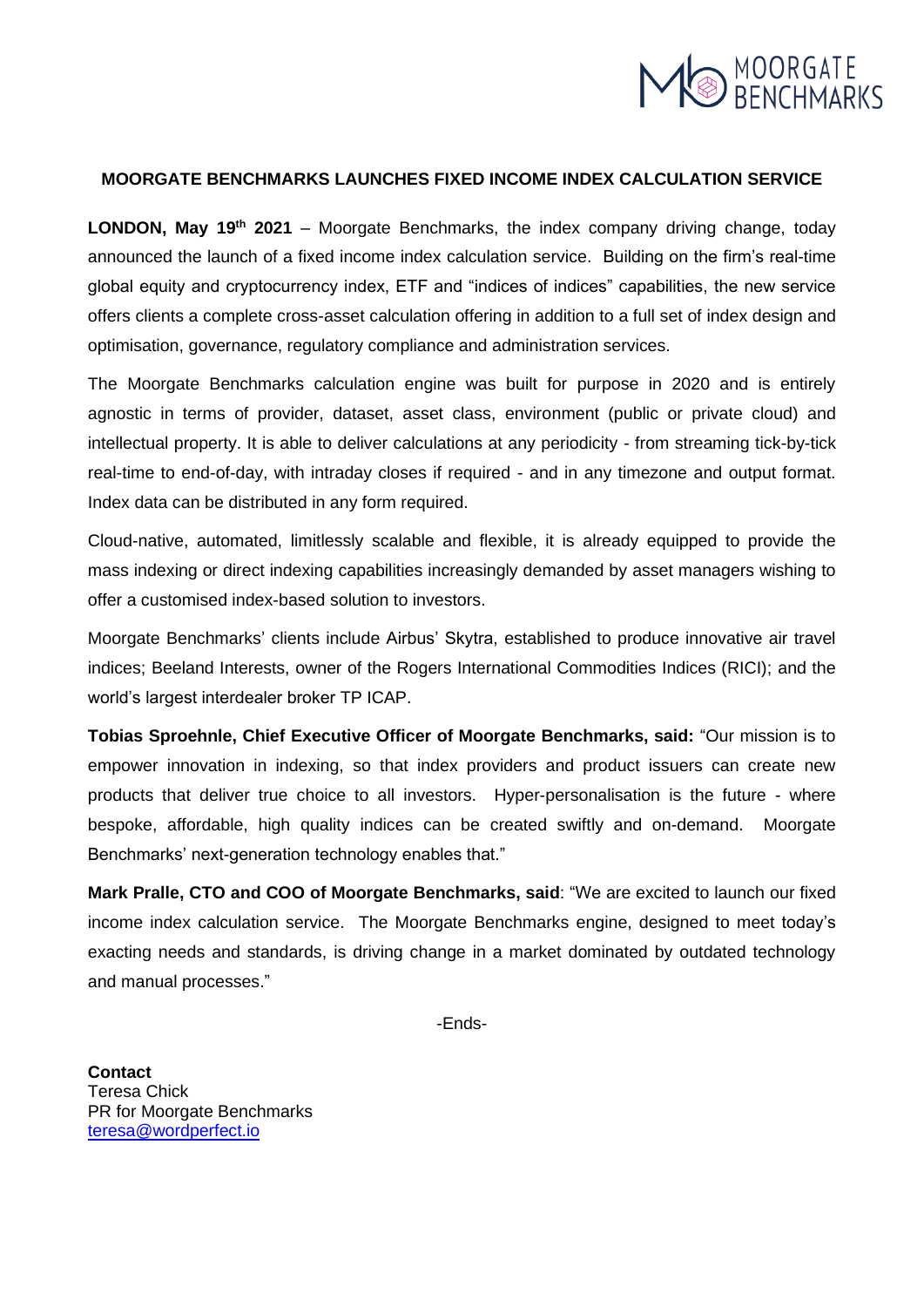# MOORGATE BENCHMARKS LAUNCHES FIXED INCOME INDEX CALCULATION SERVICE

**LONDON, May 19th 2021** – Moorgate Benchmarks, the index company driving change, today announced the launch of a fixed income index calculation service. Building on the firm's real-time global equity and cryptocurrency index, ETF and "indices of indices" capabilities, the new service offers clients a complete cross-asset calculation offering in addition to a full set of index design and optimisation, governance, regulatory compliance and administration services.

The Moorgate Benchmarks calculation engine was built for purpose in 2020 and is entirely agnostic in terms of provider, dataset, asset class, environment (public or private cloud) and intellectual property. It is able to deliver calculations at any periodicity - from streaming tick-by-tick real-time to end-of-day, with intraday closes if required - and in any timezone and output format. Index data can be distributed in any form required.

Cloud-native, automated, limitlessly scalable and flexible, it is already equipped to provide the mass indexing or direct indexing capabilities increasingly demanded by asset managers wishing to offer a customised index-based solution to investors.

Moorgate Benchmarks' clients include Airbus' Skytra, established to produce innovative air travel indices; Beeland Interests, owner of the Rogers International Commodities Indices (RICI); and the world's largest interdealer broker TP ICAP.

**Tobias Sproehnle, Chief Executive Officer of Moorgate Benchmarks, said:** "Our mission is to empower innovation in indexing, so that index providers and product issuers can create new products that deliver true choice to all investors. Hyper-personalisation is the future - where bespoke, affordable, high quality indices can be created swiftly and on-demand. Moorgate Benchmarks' next-generation technology enables that."

**Mark Pralle, CTO and COO of Moorgate Benchmarks, said**: "We are excited to launch our fixed income index calculation service. The Moorgate Benchmarks engine, designed to meet today's exacting needs and standards, is driving change in a market dominated by outdated technology and manual processes."

-Ends-

**Contact**
Teresa Chick
PR for Moorgate Benchmarks
teresa@wordperfect.io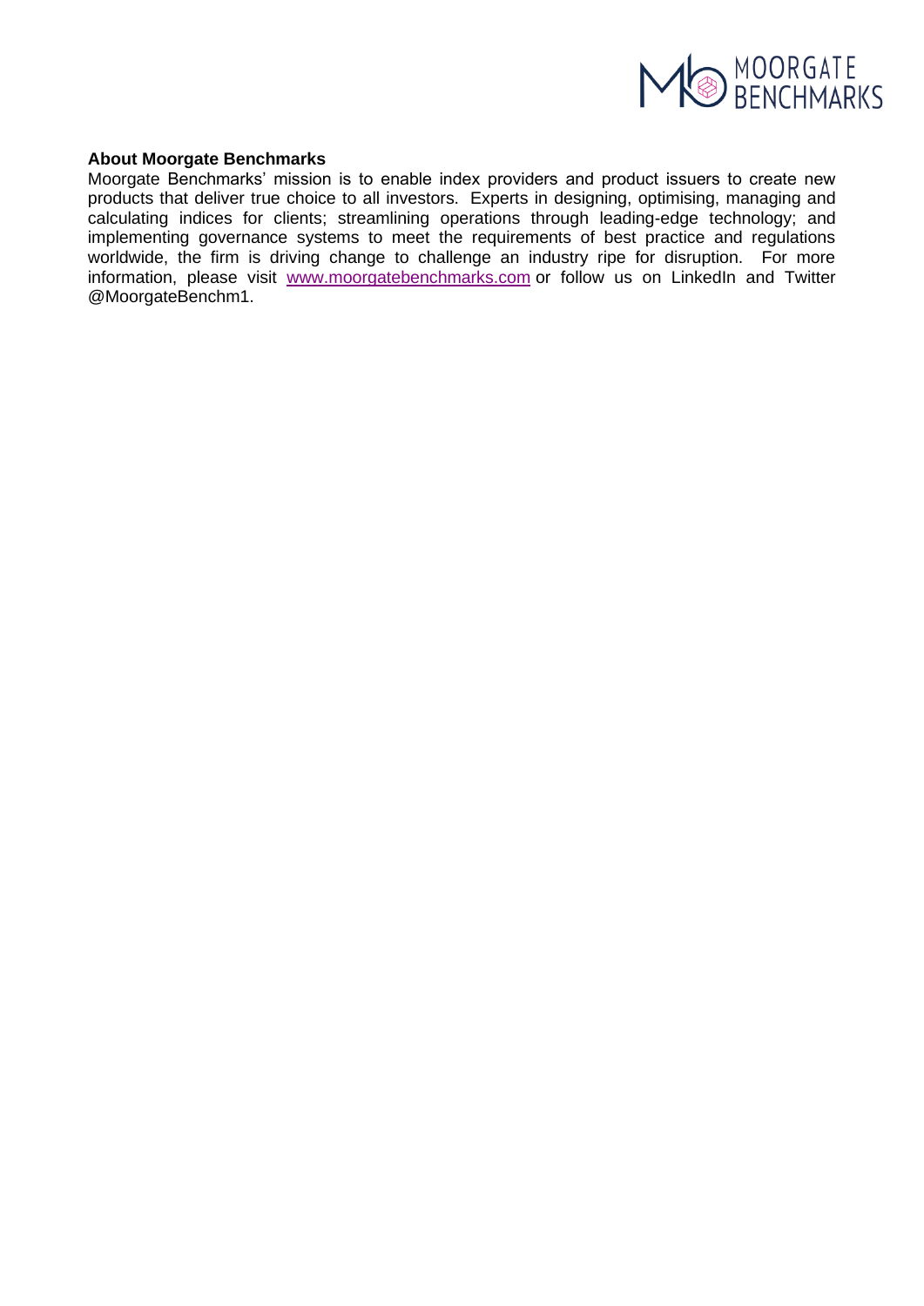**About Moorgate Benchmarks**

Moorgate Benchmarks' mission is to enable index providers and product issuers to create new products that deliver true choice to all investors. Experts in designing, optimising, managing and calculating indices for clients; streamlining operations through leading-edge technology; and implementing governance systems to meet the requirements of best practice and regulations worldwide, the firm is driving change to challenge an industry ripe for disruption. For more information, please visit [www.moorgatebenchmarks.com](http://www.moorgatebenchmarks.com) or follow us on LinkedIn and Twitter @MoorgateBenchm1.